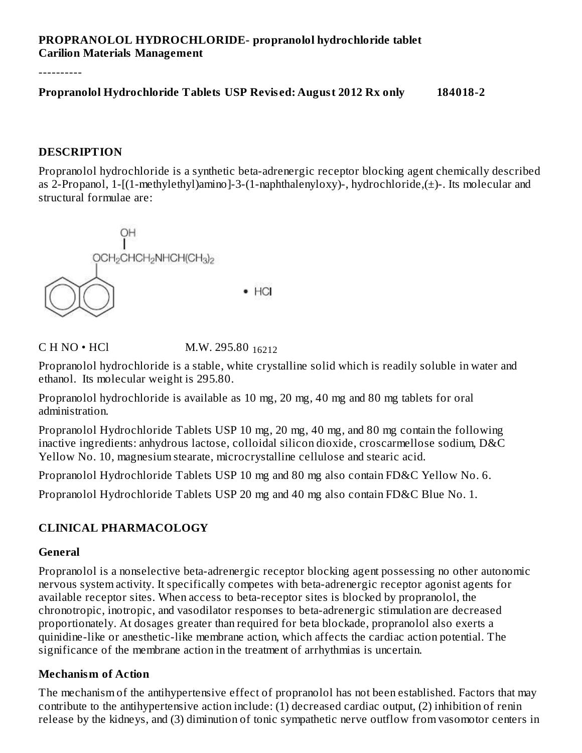**PROPRANOLOL HYDROCHLORIDE- propranolol hydrochloride tablet**
**Carilion Materials Management**

----------

**Propranolol Hydrochloride Tablets USP Revised: August 2012 Rx only 184018-2**

## DESCRIPTION

Propranolol hydrochloride is a synthetic beta-adrenergic receptor blocking agent chemically described as 2-Propanol, 1-[(1-methylethyl)amino]-3-(1-naphthalenyloxy)-, hydrochloride,(±)-. Its molecular and structural formulae are:

$C_{16}H_{21}NO \cdot HCl$ M.W. 295.80

Propranolol hydrochloride is a stable, white crystalline solid which is readily soluble in water and ethanol. Its molecular weight is 295.80.

Propranolol hydrochloride is available as 10 mg, 20 mg, 40 mg and 80 mg tablets for oral administration.

Propranolol Hydrochloride Tablets USP 10 mg, 20 mg, 40 mg, and 80 mg contain the following inactive ingredients: anhydrous lactose, colloidal silicon dioxide, croscarmellose sodium, D&C Yellow No. 10, magnesium stearate, microcrystalline cellulose and stearic acid.

Propranolol Hydrochloride Tablets USP 10 mg and 80 mg also contain FD&C Yellow No. 6.

Propranolol Hydrochloride Tablets USP 20 mg and 40 mg also contain FD&C Blue No. 1.

## CLINICAL PHARMACOLOGY

### General

Propranolol is a nonselective beta-adrenergic receptor blocking agent possessing no other autonomic nervous system activity. It specifically competes with beta-adrenergic receptor agonist agents for available receptor sites. When access to beta-receptor sites is blocked by propranolol, the chronotropic, inotropic, and vasodilator responses to beta-adrenergic stimulation are decreased proportionately. At dosages greater than required for beta blockade, propranolol also exerts a quinidine-like or anesthetic-like membrane action, which affects the cardiac action potential. The significance of the membrane action in the treatment of arrhythmias is uncertain.

### Mechanism of Action

The mechanism of the antihypertensive effect of propranolol has not been established. Factors that may contribute to the antihypertensive action include: (1) decreased cardiac output, (2) inhibition of renin release by the kidneys, and (3) diminution of tonic sympathetic nerve outflow from vasomotor centers in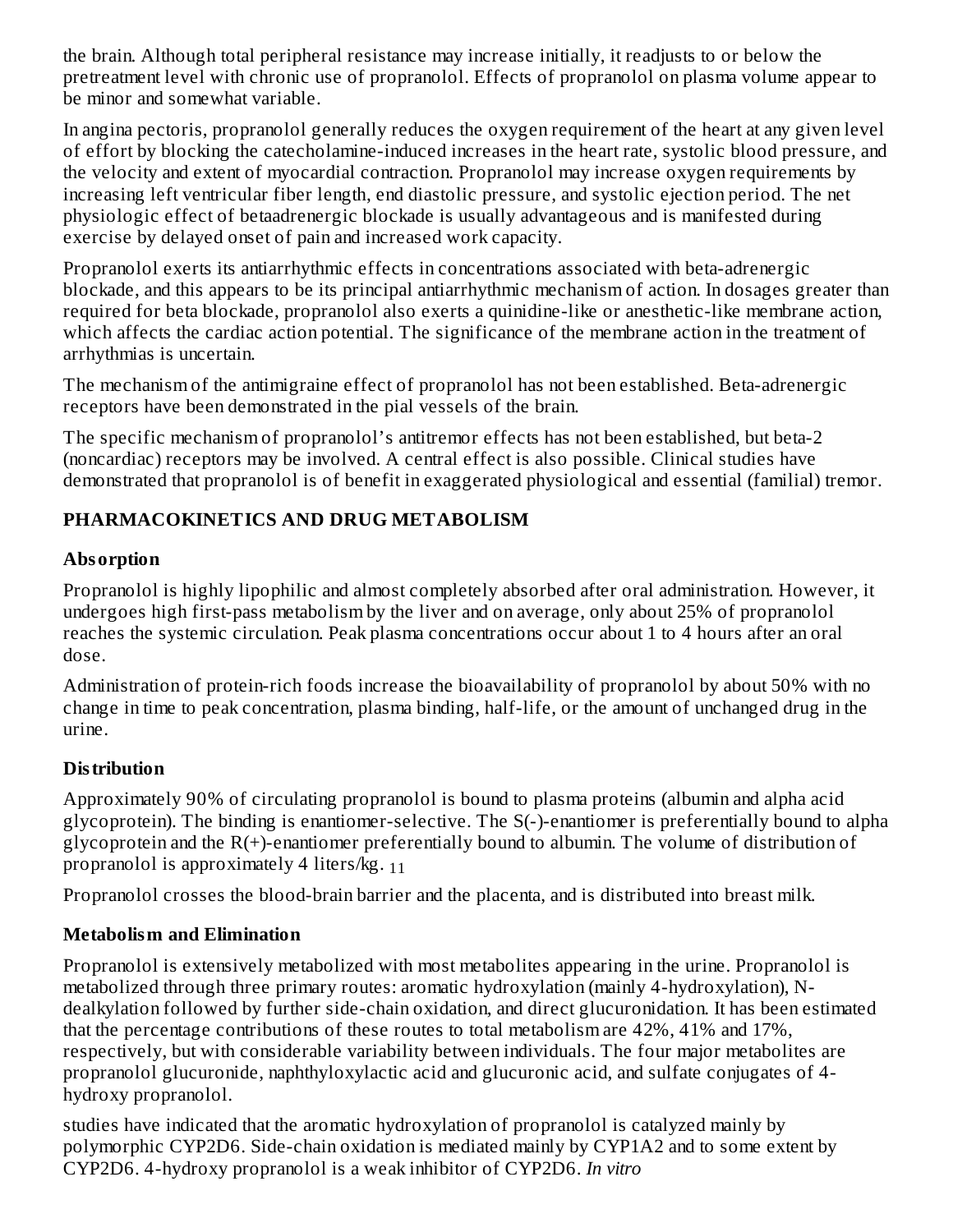the brain. Although total peripheral resistance may increase initially, it readjusts to or below the pretreatment level with chronic use of propranolol. Effects of propranolol on plasma volume appear to be minor and somewhat variable.

In angina pectoris, propranolol generally reduces the oxygen requirement of the heart at any given level of effort by blocking the catecholamine-induced increases in the heart rate, systolic blood pressure, and the velocity and extent of myocardial contraction. Propranolol may increase oxygen requirements by increasing left ventricular fiber length, end diastolic pressure, and systolic ejection period. The net physiologic effect of betaadrenergic blockade is usually advantageous and is manifested during exercise by delayed onset of pain and increased work capacity.

Propranolol exerts its antiarrhythmic effects in concentrations associated with beta-adrenergic blockade, and this appears to be its principal antiarrhythmic mechanism of action. In dosages greater than required for beta blockade, propranolol also exerts a quinidine-like or anesthetic-like membrane action, which affects the cardiac action potential. The significance of the membrane action in the treatment of arrhythmias is uncertain.

The mechanism of the antimigraine effect of propranolol has not been established. Beta-adrenergic receptors have been demonstrated in the pial vessels of the brain.

The specific mechanism of propranolol's antitremor effects has not been established, but beta-2 (noncardiac) receptors may be involved. A central effect is also possible. Clinical studies have demonstrated that propranolol is of benefit in exaggerated physiological and essential (familial) tremor.

## PHARMACOKINETICS AND DRUG METABOLISM

### Absorption

Propranolol is highly lipophilic and almost completely absorbed after oral administration. However, it undergoes high first-pass metabolism by the liver and on average, only about 25% of propranolol reaches the systemic circulation. Peak plasma concentrations occur about 1 to 4 hours after an oral dose.

Administration of protein-rich foods increase the bioavailability of propranolol by about 50% with no change in time to peak concentration, plasma binding, half-life, or the amount of unchanged drug in the urine.

### Distribution

Approximately 90% of circulating propranolol is bound to plasma proteins (albumin and alpha acid glycoprotein). The binding is enantiomer-selective. The S(-)-enantiomer is preferentially bound to alpha glycoprotein and the R(+)-enantiomer preferentially bound to albumin. The volume of distribution of propranolol is approximately 4 liters/kg. [11]

Propranolol crosses the blood-brain barrier and the placenta, and is distributed into breast milk.

### Metabolism and Elimination

Propranolol is extensively metabolized with most metabolites appearing in the urine. Propranolol is metabolized through three primary routes: aromatic hydroxylation (mainly 4-hydroxylation), N-dealkylation followed by further side-chain oxidation, and direct glucuronidation. It has been estimated that the percentage contributions of these routes to total metabolism are 42%, 41% and 17%, respectively, but with considerable variability between individuals. The four major metabolites are propranolol glucuronide, naphthyloxylactic acid and glucuronic acid, and sulfate conjugates of 4-hydroxy propranolol.

*In vitro* studies have indicated that the aromatic hydroxylation of propranolol is catalyzed mainly by polymorphic CYP2D6. Side-chain oxidation is mediated mainly by CYP1A2 and to some extent by CYP2D6. 4-hydroxy propranolol is a weak inhibitor of CYP2D6.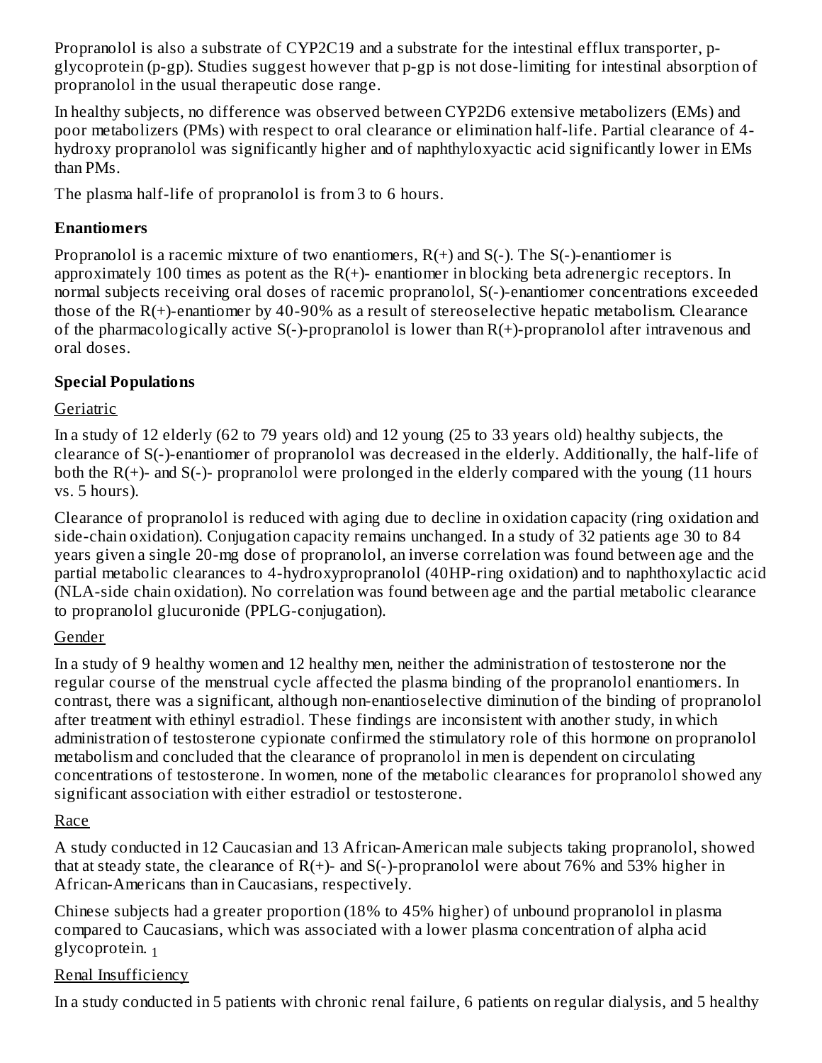Propranolol is also a substrate of CYP2C19 and a substrate for the intestinal efflux transporter, p-glycoprotein (p-gp). Studies suggest however that p-gp is not dose-limiting for intestinal absorption of propranolol in the usual therapeutic dose range.

In healthy subjects, no difference was observed between CYP2D6 extensive metabolizers (EMs) and poor metabolizers (PMs) with respect to oral clearance or elimination half-life. Partial clearance of 4-hydroxy propranolol was significantly higher and of naphthyloxyactic acid significantly lower in EMs than PMs.

The plasma half-life of propranolol is from 3 to 6 hours.

**Enantiomers**

Propranolol is a racemic mixture of two enantiomers, R(+) and S(-). The S(-)-enantiomer is approximately 100 times as potent as the R(+)- enantiomer in blocking beta adrenergic receptors. In normal subjects receiving oral doses of racemic propranolol, S(-)-enantiomer concentrations exceeded those of the R(+)-enantiomer by 40-90% as a result of stereoselective hepatic metabolism. Clearance of the pharmacologically active S(-)-propranolol is lower than R(+)-propranolol after intravenous and oral doses.

**Special Populations**

Geriatric

In a study of 12 elderly (62 to 79 years old) and 12 young (25 to 33 years old) healthy subjects, the clearance of S(-)-enantiomer of propranolol was decreased in the elderly. Additionally, the half-life of both the R(+)- and S(-)- propranolol were prolonged in the elderly compared with the young (11 hours vs. 5 hours).

Clearance of propranolol is reduced with aging due to decline in oxidation capacity (ring oxidation and side-chain oxidation). Conjugation capacity remains unchanged. In a study of 32 patients age 30 to 84 years given a single 20-mg dose of propranolol, an inverse correlation was found between age and the partial metabolic clearances to 4-hydroxypropranolol (4OHP-ring oxidation) and to naphthoxylactic acid (NLA-side chain oxidation). No correlation was found between age and the partial metabolic clearance to propranolol glucuronide (PPLG-conjugation).

Gender

In a study of 9 healthy women and 12 healthy men, neither the administration of testosterone nor the regular course of the menstrual cycle affected the plasma binding of the propranolol enantiomers. In contrast, there was a significant, although non-enantioselective diminution of the binding of propranolol after treatment with ethinyl estradiol. These findings are inconsistent with another study, in which administration of testosterone cypionate confirmed the stimulatory role of this hormone on propranolol metabolism and concluded that the clearance of propranolol in men is dependent on circulating concentrations of testosterone. In women, none of the metabolic clearances for propranolol showed any significant association with either estradiol or testosterone.

Race

A study conducted in 12 Caucasian and 13 African-American male subjects taking propranolol, showed that at steady state, the clearance of R(+)- and S(-)-propranolol were about 76% and 53% higher in African-Americans than in Caucasians, respectively.

Chinese subjects had a greater proportion (18% to 45% higher) of unbound propranolol in plasma compared to Caucasians, which was associated with a lower plasma concentration of alpha acid glycoprotein. [1]

Renal Insufficiency

In a study conducted in 5 patients with chronic renal failure, 6 patients on regular dialysis, and 5 healthy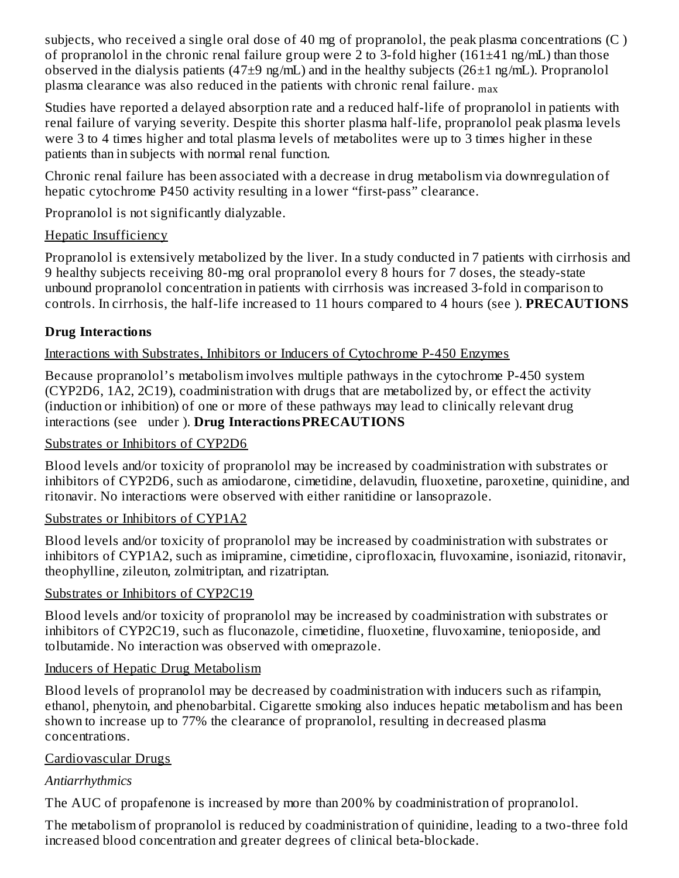subjects, who received a single oral dose of 40 mg of propranolol, the peak plasma concentrations ($C_{max}$) of propranolol in the chronic renal failure group were 2 to 3-fold higher (161±41 ng/mL) than those observed in the dialysis patients (47±9 ng/mL) and in the healthy subjects (26±1 ng/mL). Propranolol plasma clearance was also reduced in the patients with chronic renal failure.

Studies have reported a delayed absorption rate and a reduced half-life of propranolol in patients with renal failure of varying severity. Despite this shorter plasma half-life, propranolol peak plasma levels were 3 to 4 times higher and total plasma levels of metabolites were up to 3 times higher in these patients than in subjects with normal renal function.

Chronic renal failure has been associated with a decrease in drug metabolism via downregulation of hepatic cytochrome P450 activity resulting in a lower "first-pass" clearance.

Propranolol is not significantly dialyzable.

Hepatic Insufficiency

Propranolol is extensively metabolized by the liver. In a study conducted in 7 patients with cirrhosis and 9 healthy subjects receiving 80-mg oral propranolol every 8 hours for 7 doses, the steady-state unbound propranolol concentration in patients with cirrhosis was increased 3-fold in comparison to controls. In cirrhosis, the half-life increased to 11 hours compared to 4 hours (see **PRECAUTIONS**).

### Drug Interactions

Interactions with Substrates, Inhibitors or Inducers of Cytochrome P-450 Enzymes

Because propranolol's metabolism involves multiple pathways in the cytochrome P-450 system (CYP2D6, 1A2, 2C19), coadministration with drugs that are metabolized by, or effect the activity (induction or inhibition) of one or more of these pathways may lead to clinically relevant drug interactions (see **Drug Interactions** under **PRECAUTIONS**).

Substrates or Inhibitors of CYP2D6

Blood levels and/or toxicity of propranolol may be increased by coadministration with substrates or inhibitors of CYP2D6, such as amiodarone, cimetidine, delavudin, fluoxetine, paroxetine, quinidine, and ritonavir. No interactions were observed with either ranitidine or lansoprazole.

Substrates or Inhibitors of CYP1A2

Blood levels and/or toxicity of propranolol may be increased by coadministration with substrates or inhibitors of CYP1A2, such as imipramine, cimetidine, ciprofloxacin, fluvoxamine, isoniazid, ritonavir, theophylline, zileuton, zolmitriptan, and rizatriptan.

Substrates or Inhibitors of CYP2C19

Blood levels and/or toxicity of propranolol may be increased by coadministration with substrates or inhibitors of CYP2C19, such as fluconazole, cimetidine, fluoxetine, fluvoxamine, tenioposide, and tolbutamide. No interaction was observed with omeprazole.

Inducers of Hepatic Drug Metabolism

Blood levels of propranolol may be decreased by coadministration with inducers such as rifampin, ethanol, phenytoin, and phenobarbital. Cigarette smoking also induces hepatic metabolism and has been shown to increase up to 77% the clearance of propranolol, resulting in decreased plasma concentrations.

Cardiovascular Drugs

*Antiarrhythmics*

The AUC of propafenone is increased by more than 200% by coadministration of propranolol.

The metabolism of propranolol is reduced by coadministration of quinidine, leading to a two-three fold increased blood concentration and greater degrees of clinical beta-blockade.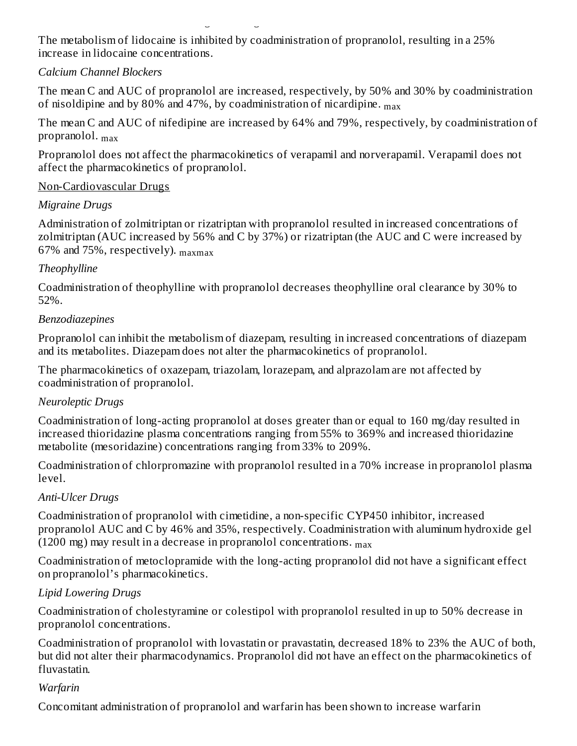The metabolism of lidocaine is inhibited by coadministration of propranolol, resulting in a 25% increase in lidocaine concentrations.

*Calcium Channel Blockers*

The mean $C_{max}$ and AUC of propranolol are increased, respectively, by 50% and 30% by coadministration of nisoldipine and by 80% and 47%, by coadministration of nicardipine.

The mean $C_{max}$ and AUC of nifedipine are increased by 64% and 79%, respectively, by coadministration of propranolol.

Propranolol does not affect the pharmacokinetics of verapamil and norverapamil. Verapamil does not affect the pharmacokinetics of propranolol.

Non-Cardiovascular Drugs

*Migraine Drugs*

Administration of zolmitriptan or rizatriptan with propranolol resulted in increased concentrations of zolmitriptan (AUC increased by 56% and $C_{max}$ by 37%) or rizatriptan (the AUC and $C_{max}$ were increased by 67% and 75%, respectively).

*Theophylline*

Coadministration of theophylline with propranolol decreases theophylline oral clearance by 30% to 52%.

*Benzodiazepines*

Propranolol can inhibit the metabolism of diazepam, resulting in increased concentrations of diazepam and its metabolites. Diazepam does not alter the pharmacokinetics of propranolol.

The pharmacokinetics of oxazepam, triazolam, lorazepam, and alprazolam are not affected by coadministration of propranolol.

*Neuroleptic Drugs*

Coadministration of long-acting propranolol at doses greater than or equal to 160 mg/day resulted in increased thioridazine plasma concentrations ranging from 55% to 369% and increased thioridazine metabolite (mesoridazine) concentrations ranging from 33% to 209%.

Coadministration of chlorpromazine with propranolol resulted in a 70% increase in propranolol plasma level.

*Anti-Ulcer Drugs*

Coadministration of propranolol with cimetidine, a non-specific CYP450 inhibitor, increased propranolol AUC and $C_{max}$ by 46% and 35%, respectively. Coadministration with aluminum hydroxide gel (1200 mg) may result in a decrease in propranolol concentrations.

Coadministration of metoclopramide with the long-acting propranolol did not have a significant effect on propranolol's pharmacokinetics.

*Lipid Lowering Drugs*

Coadministration of cholestyramine or colestipol with propranolol resulted in up to 50% decrease in propranolol concentrations.

Coadministration of propranolol with lovastatin or pravastatin, decreased 18% to 23% the AUC of both, but did not alter their pharmacodynamics. Propranolol did not have an effect on the pharmacokinetics of fluvastatin.

*Warfarin*

Concomitant administration of propranolol and warfarin has been shown to increase warfarin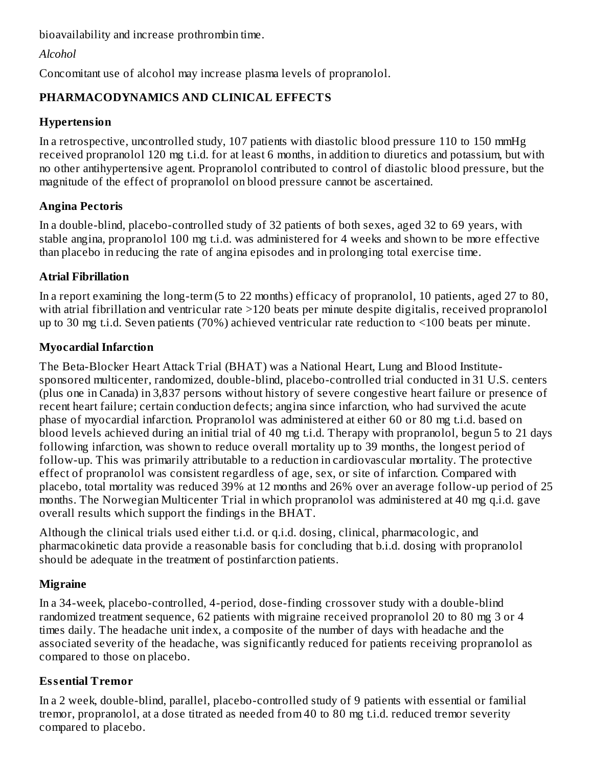bioavailability and increase prothrombin time.

*Alcohol*

Concomitant use of alcohol may increase plasma levels of propranolol.

## PHARMACODYNAMICS AND CLINICAL EFFECTS

### Hypertension

In a retrospective, uncontrolled study, 107 patients with diastolic blood pressure 110 to 150 mmHg received propranolol 120 mg t.i.d. for at least 6 months, in addition to diuretics and potassium, but with no other antihypertensive agent. Propranolol contributed to control of diastolic blood pressure, but the magnitude of the effect of propranolol on blood pressure cannot be ascertained.

### Angina Pectoris

In a double-blind, placebo-controlled study of 32 patients of both sexes, aged 32 to 69 years, with stable angina, propranolol 100 mg t.i.d. was administered for 4 weeks and shown to be more effective than placebo in reducing the rate of angina episodes and in prolonging total exercise time.

### Atrial Fibrillation

In a report examining the long-term (5 to 22 months) efficacy of propranolol, 10 patients, aged 27 to 80, with atrial fibrillation and ventricular rate >120 beats per minute despite digitalis, received propranolol up to 30 mg t.i.d. Seven patients (70%) achieved ventricular rate reduction to <100 beats per minute.

### Myocardial Infarction

The Beta-Blocker Heart Attack Trial (BHAT) was a National Heart, Lung and Blood Institute-sponsored multicenter, randomized, double-blind, placebo-controlled trial conducted in 31 U.S. centers (plus one in Canada) in 3,837 persons without history of severe congestive heart failure or presence of recent heart failure; certain conduction defects; angina since infarction, who had survived the acute phase of myocardial infarction. Propranolol was administered at either 60 or 80 mg t.i.d. based on blood levels achieved during an initial trial of 40 mg t.i.d. Therapy with propranolol, begun 5 to 21 days following infarction, was shown to reduce overall mortality up to 39 months, the longest period of follow-up. This was primarily attributable to a reduction in cardiovascular mortality. The protective effect of propranolol was consistent regardless of age, sex, or site of infarction. Compared with placebo, total mortality was reduced 39% at 12 months and 26% over an average follow-up period of 25 months. The Norwegian Multicenter Trial in which propranolol was administered at 40 mg q.i.d. gave overall results which support the findings in the BHAT.

Although the clinical trials used either t.i.d. or q.i.d. dosing, clinical, pharmacologic, and pharmacokinetic data provide a reasonable basis for concluding that b.i.d. dosing with propranolol should be adequate in the treatment of postinfarction patients.

### Migraine

In a 34-week, placebo-controlled, 4-period, dose-finding crossover study with a double-blind randomized treatment sequence, 62 patients with migraine received propranolol 20 to 80 mg 3 or 4 times daily. The headache unit index, a composite of the number of days with headache and the associated severity of the headache, was significantly reduced for patients receiving propranolol as compared to those on placebo.

### Essential Tremor

In a 2 week, double-blind, parallel, placebo-controlled study of 9 patients with essential or familial tremor, propranolol, at a dose titrated as needed from 40 to 80 mg t.i.d. reduced tremor severity compared to placebo.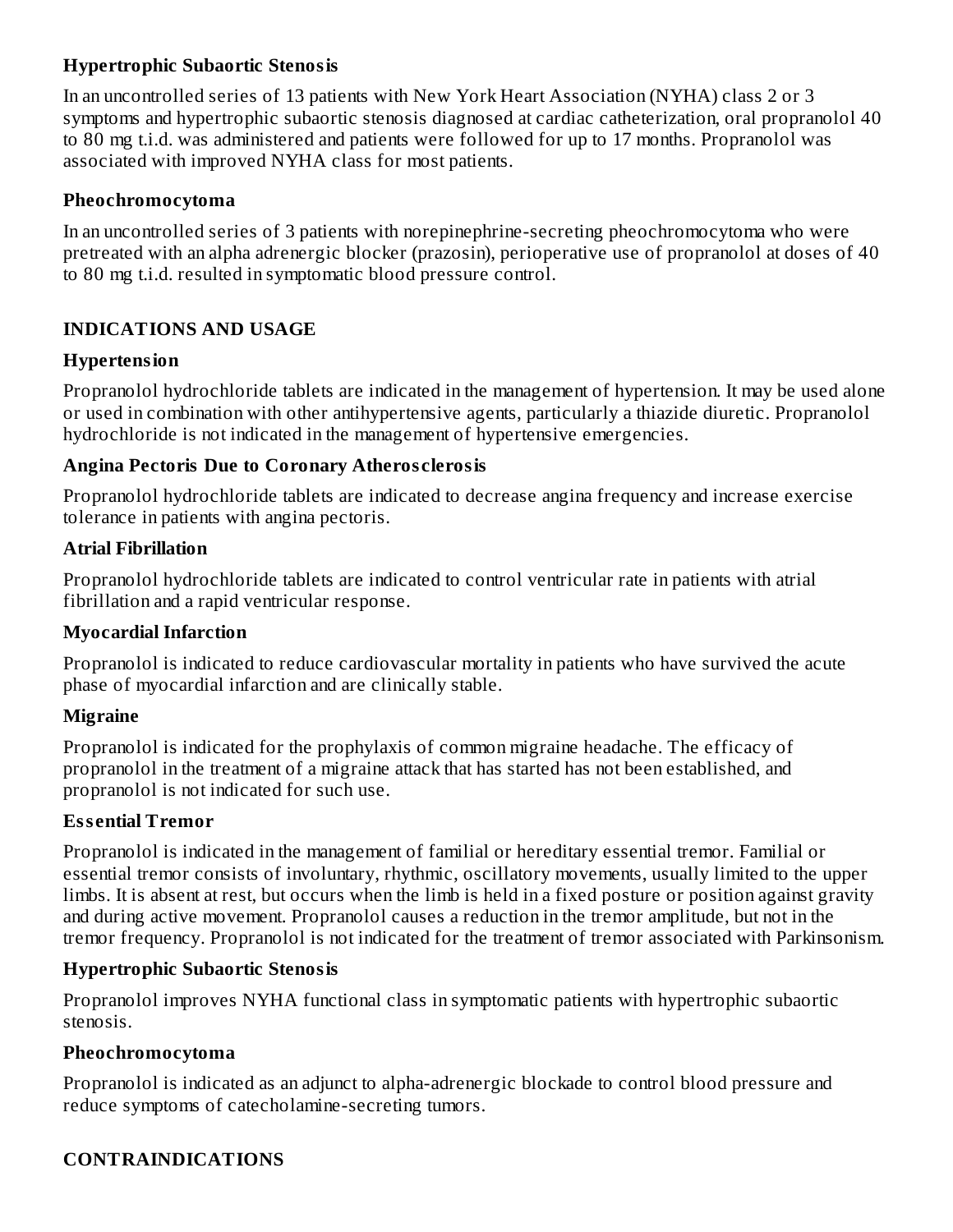### Hypertrophic Subaortic Stenosis

In an uncontrolled series of 13 patients with New York Heart Association (NYHA) class 2 or 3 symptoms and hypertrophic subaortic stenosis diagnosed at cardiac catheterization, oral propranolol 40 to 80 mg t.i.d. was administered and patients were followed for up to 17 months. Propranolol was associated with improved NYHA class for most patients.

### Pheochromocytoma

In an uncontrolled series of 3 patients with norepinephrine-secreting pheochromocytoma who were pretreated with an alpha adrenergic blocker (prazosin), perioperative use of propranolol at doses of 40 to 80 mg t.i.d. resulted in symptomatic blood pressure control.

## INDICATIONS AND USAGE

### Hypertension

Propranolol hydrochloride tablets are indicated in the management of hypertension. It may be used alone or used in combination with other antihypertensive agents, particularly a thiazide diuretic. Propranolol hydrochloride is not indicated in the management of hypertensive emergencies.

### Angina Pectoris Due to Coronary Atherosclerosis

Propranolol hydrochloride tablets are indicated to decrease angina frequency and increase exercise tolerance in patients with angina pectoris.

### Atrial Fibrillation

Propranolol hydrochloride tablets are indicated to control ventricular rate in patients with atrial fibrillation and a rapid ventricular response.

### Myocardial Infarction

Propranolol is indicated to reduce cardiovascular mortality in patients who have survived the acute phase of myocardial infarction and are clinically stable.

### Migraine

Propranolol is indicated for the prophylaxis of common migraine headache. The efficacy of propranolol in the treatment of a migraine attack that has started has not been established, and propranolol is not indicated for such use.

### Essential Tremor

Propranolol is indicated in the management of familial or hereditary essential tremor. Familial or essential tremor consists of involuntary, rhythmic, oscillatory movements, usually limited to the upper limbs. It is absent at rest, but occurs when the limb is held in a fixed posture or position against gravity and during active movement. Propranolol causes a reduction in the tremor amplitude, but not in the tremor frequency. Propranolol is not indicated for the treatment of tremor associated with Parkinsonism.

### Hypertrophic Subaortic Stenosis

Propranolol improves NYHA functional class in symptomatic patients with hypertrophic subaortic stenosis.

### Pheochromocytoma

Propranolol is indicated as an adjunct to alpha-adrenergic blockade to control blood pressure and reduce symptoms of catecholamine-secreting tumors.

## CONTRAINDICATIONS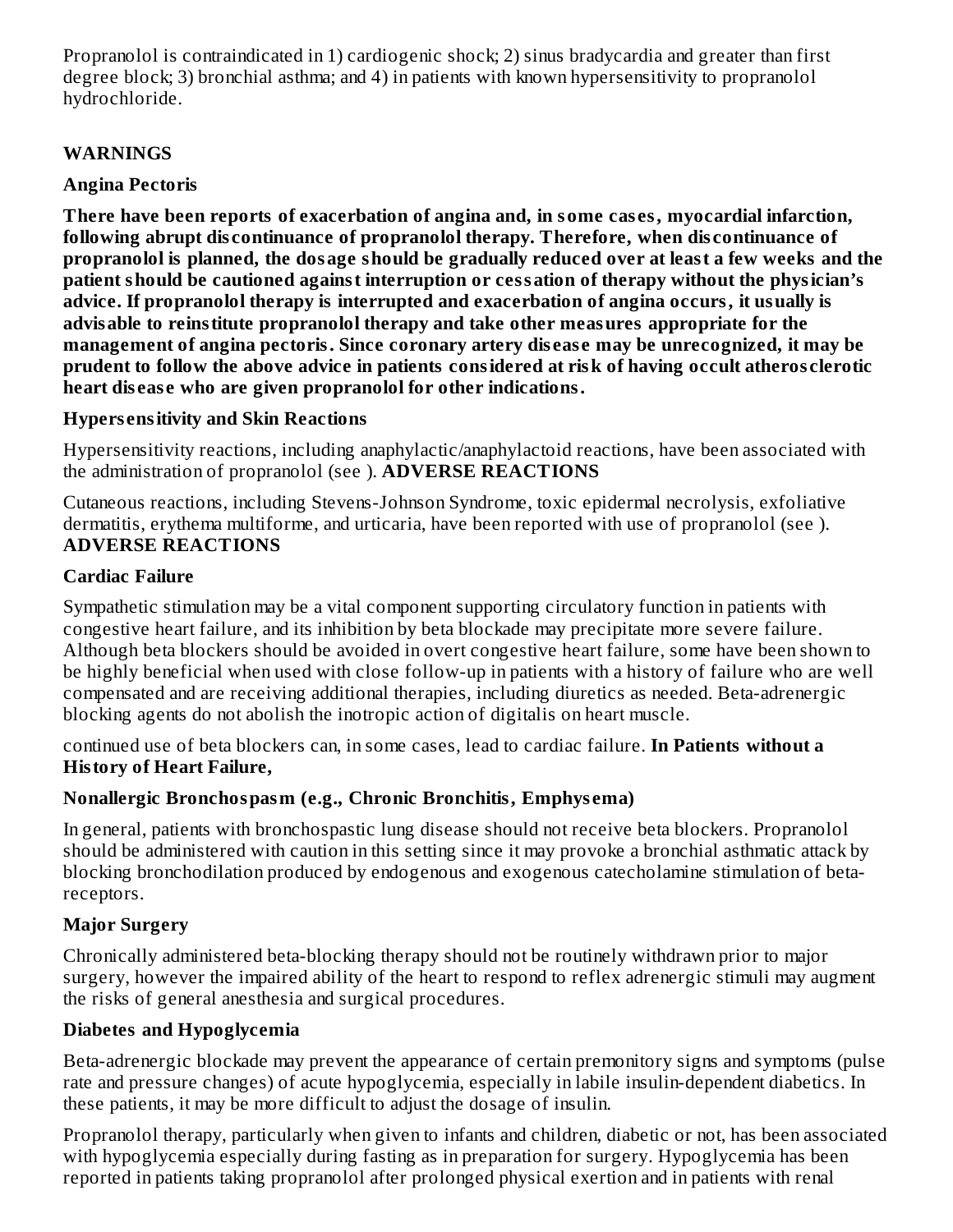Propranolol is contraindicated in 1) cardiogenic shock; 2) sinus bradycardia and greater than first degree block; 3) bronchial asthma; and 4) in patients with known hypersensitivity to propranolol hydrochloride.

## WARNINGS

### Angina Pectoris

**There have been reports of exacerbation of angina and, in some cases, myocardial infarction, following abrupt discontinuance of propranolol therapy. Therefore, when discontinuance of propranolol is planned, the dosage should be gradually reduced over at least a few weeks and the patient should be cautioned against interruption or cessation of therapy without the physician's advice. If propranolol therapy is interrupted and exacerbation of angina occurs, it usually is advisable to reinstitute propranolol therapy and take other measures appropriate for the management of angina pectoris. Since coronary artery disease may be unrecognized, it may be prudent to follow the above advice in patients considered at risk of having occult atherosclerotic heart disease who are given propranolol for other indications.**

### Hypersensitivity and Skin Reactions

Hypersensitivity reactions, including anaphylactic/anaphylactoid reactions, have been associated with the administration of propranolol (see ). **ADVERSE REACTIONS**

Cutaneous reactions, including Stevens-Johnson Syndrome, toxic epidermal necrolysis, exfoliative dermatitis, erythema multiforme, and urticaria, have been reported with use of propranolol (see ). **ADVERSE REACTIONS**

### Cardiac Failure

Sympathetic stimulation may be a vital component supporting circulatory function in patients with congestive heart failure, and its inhibition by beta blockade may precipitate more severe failure. Although beta blockers should be avoided in overt congestive heart failure, some have been shown to be highly beneficial when used with close follow-up in patients with a history of failure who are well compensated and are receiving additional therapies, including diuretics as needed. Beta-adrenergic blocking agents do not abolish the inotropic action of digitalis on heart muscle.

continued use of beta blockers can, in some cases, lead to cardiac failure. **In Patients without a History of Heart Failure,**

### Nonallergic Bronchospasm (e.g., Chronic Bronchitis, Emphysema)

In general, patients with bronchospastic lung disease should not receive beta blockers. Propranolol should be administered with caution in this setting since it may provoke a bronchial asthmatic attack by blocking bronchodilation produced by endogenous and exogenous catecholamine stimulation of beta-receptors.

### Major Surgery

Chronically administered beta-blocking therapy should not be routinely withdrawn prior to major surgery, however the impaired ability of the heart to respond to reflex adrenergic stimuli may augment the risks of general anesthesia and surgical procedures.

### Diabetes and Hypoglycemia

Beta-adrenergic blockade may prevent the appearance of certain premonitory signs and symptoms (pulse rate and pressure changes) of acute hypoglycemia, especially in labile insulin-dependent diabetics. In these patients, it may be more difficult to adjust the dosage of insulin.

Propranolol therapy, particularly when given to infants and children, diabetic or not, has been associated with hypoglycemia especially during fasting as in preparation for surgery. Hypoglycemia has been reported in patients taking propranolol after prolonged physical exertion and in patients with renal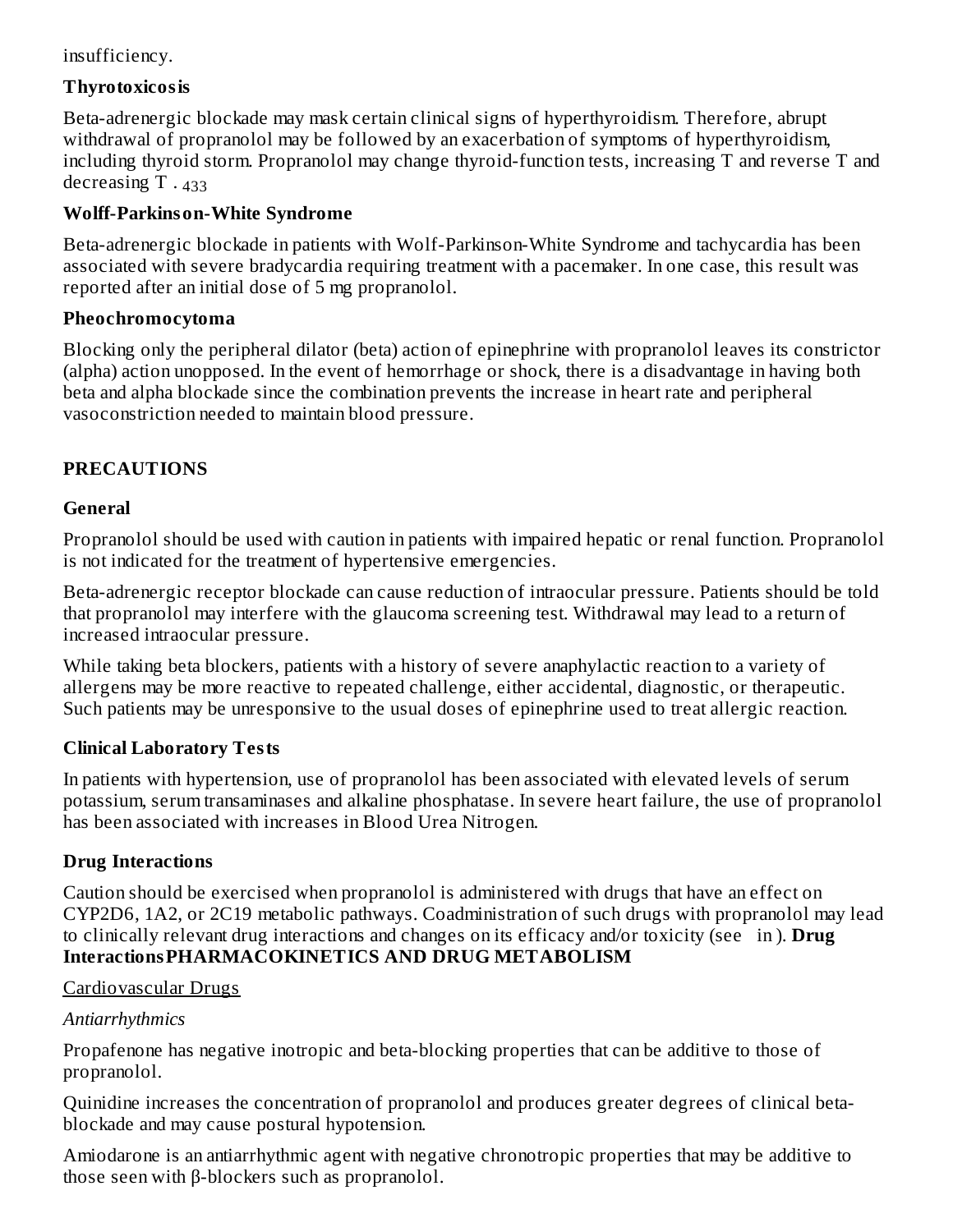insufficiency.

**Thyrotoxicosis**

Beta-adrenergic blockade may mask certain clinical signs of hyperthyroidism. Therefore, abrupt withdrawal of propranolol may be followed by an exacerbation of symptoms of hyperthyroidism, including thyroid storm. Propranolol may change thyroid-function tests, increasing $T_4$ and reverse $T_3$ and decreasing $T_3$.

**Wolff-Parkinson-White Syndrome**

Beta-adrenergic blockade in patients with Wolf-Parkinson-White Syndrome and tachycardia has been associated with severe bradycardia requiring treatment with a pacemaker. In one case, this result was reported after an initial dose of 5 mg propranolol.

**Pheochromocytoma**

Blocking only the peripheral dilator (beta) action of epinephrine with propranolol leaves its constrictor (alpha) action unopposed. In the event of hemorrhage or shock, there is a disadvantage in having both beta and alpha blockade since the combination prevents the increase in heart rate and peripheral vasoconstriction needed to maintain blood pressure.

## PRECAUTIONS

### General

Propranolol should be used with caution in patients with impaired hepatic or renal function. Propranolol is not indicated for the treatment of hypertensive emergencies.

Beta-adrenergic receptor blockade can cause reduction of intraocular pressure. Patients should be told that propranolol may interfere with the glaucoma screening test. Withdrawal may lead to a return of increased intraocular pressure.

While taking beta blockers, patients with a history of severe anaphylactic reaction to a variety of allergens may be more reactive to repeated challenge, either accidental, diagnostic, or therapeutic. Such patients may be unresponsive to the usual doses of epinephrine used to treat allergic reaction.

### Clinical Laboratory Tests

In patients with hypertension, use of propranolol has been associated with elevated levels of serum potassium, serum transaminases and alkaline phosphatase. In severe heart failure, the use of propranolol has been associated with increases in Blood Urea Nitrogen.

### Drug Interactions

Caution should be exercised when propranolol is administered with drugs that have an effect on CYP2D6, 1A2, or 2C19 metabolic pathways. Coadministration of such drugs with propranolol may lead to clinically relevant drug interactions and changes on its efficacy and/or toxicity (see in ). **Drug Interactions PHARMACOKINETICS AND DRUG METABOLISM**

Cardiovascular Drugs

*Antiarrhythmics*

Propafenone has negative inotropic and beta-blocking properties that can be additive to those of propranolol.

Quinidine increases the concentration of propranolol and produces greater degrees of clinical beta-blockade and may cause postural hypotension.

Amiodarone is an antiarrhythmic agent with negative chronotropic properties that may be additive to those seen with β-blockers such as propranolol.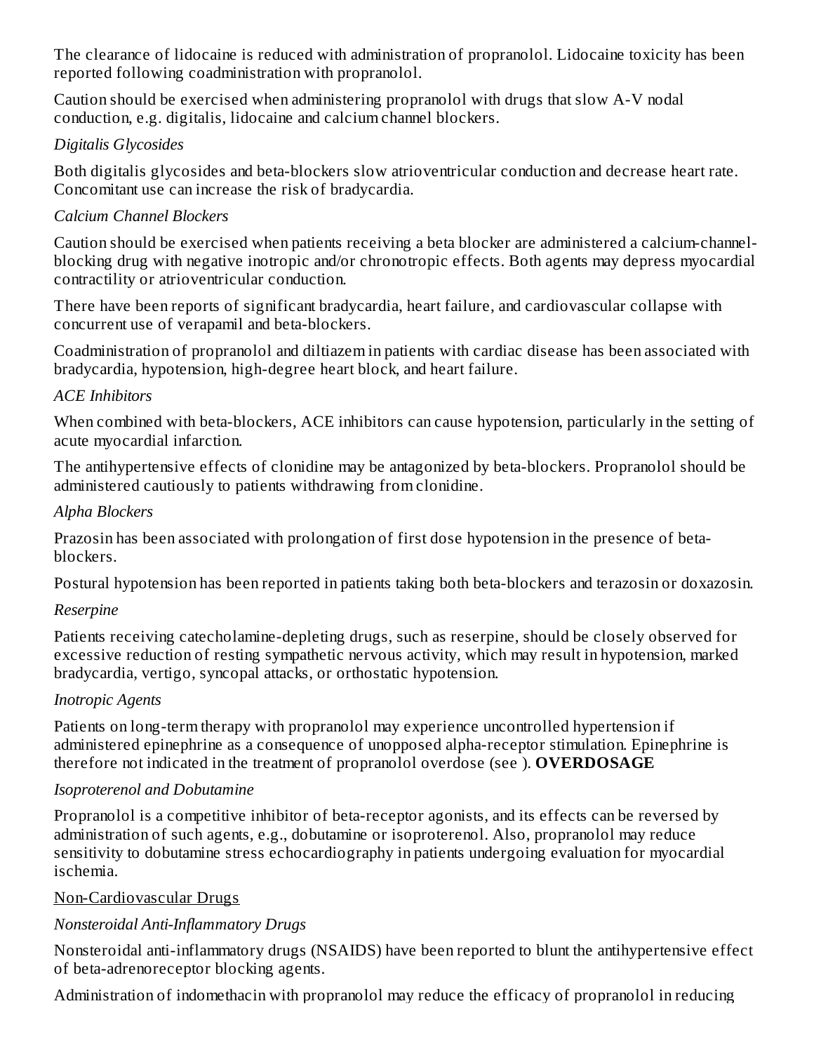The clearance of lidocaine is reduced with administration of propranolol. Lidocaine toxicity has been reported following coadministration with propranolol.

Caution should be exercised when administering propranolol with drugs that slow A-V nodal conduction, e.g. digitalis, lidocaine and calcium channel blockers.

*Digitalis Glycosides*

Both digitalis glycosides and beta-blockers slow atrioventricular conduction and decrease heart rate. Concomitant use can increase the risk of bradycardia.

*Calcium Channel Blockers*

Caution should be exercised when patients receiving a beta blocker are administered a calcium-channel-blocking drug with negative inotropic and/or chronotropic effects. Both agents may depress myocardial contractility or atrioventricular conduction.

There have been reports of significant bradycardia, heart failure, and cardiovascular collapse with concurrent use of verapamil and beta-blockers.

Coadministration of propranolol and diltiazem in patients with cardiac disease has been associated with bradycardia, hypotension, high-degree heart block, and heart failure.

*ACE Inhibitors*

When combined with beta-blockers, ACE inhibitors can cause hypotension, particularly in the setting of acute myocardial infarction.

The antihypertensive effects of clonidine may be antagonized by beta-blockers. Propranolol should be administered cautiously to patients withdrawing from clonidine.

*Alpha Blockers*

Prazosin has been associated with prolongation of first dose hypotension in the presence of beta-blockers.

Postural hypotension has been reported in patients taking both beta-blockers and terazosin or doxazosin.

*Reserpine*

Patients receiving catecholamine-depleting drugs, such as reserpine, should be closely observed for excessive reduction of resting sympathetic nervous activity, which may result in hypotension, marked bradycardia, vertigo, syncopal attacks, or orthostatic hypotension.

*Inotropic Agents*

Patients on long-term therapy with propranolol may experience uncontrolled hypertension if administered epinephrine as a consequence of unopposed alpha-receptor stimulation. Epinephrine is therefore not indicated in the treatment of propranolol overdose (see ). **OVERDOSAGE**

*Isoproterenol and Dobutamine*

Propranolol is a competitive inhibitor of beta-receptor agonists, and its effects can be reversed by administration of such agents, e.g., dobutamine or isoproterenol. Also, propranolol may reduce sensitivity to dobutamine stress echocardiography in patients undergoing evaluation for myocardial ischemia.

<u>Non-Cardiovascular Drugs</u>

*Nonsteroidal Anti-Inflammatory Drugs*

Nonsteroidal anti-inflammatory drugs (NSAIDS) have been reported to blunt the antihypertensive effect of beta-adrenoreceptor blocking agents.

Administration of indomethacin with propranolol may reduce the efficacy of propranolol in reducing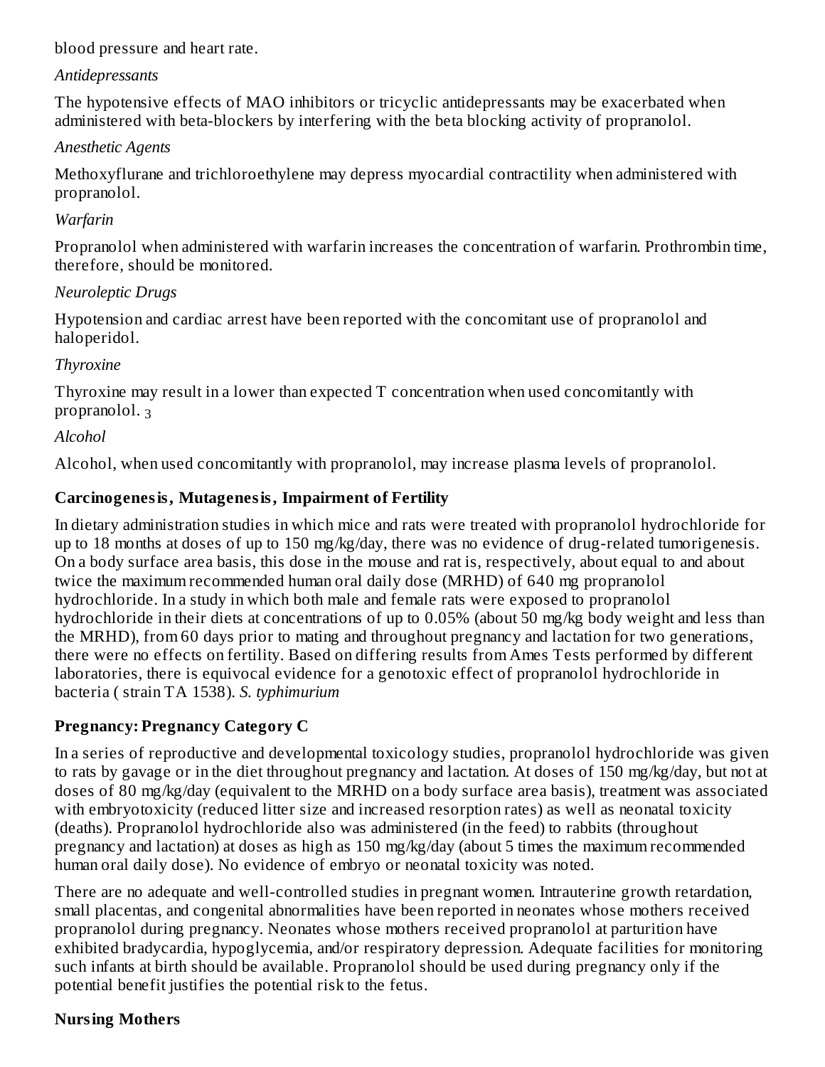blood pressure and heart rate.

*Antidepressants*

The hypotensive effects of MAO inhibitors or tricyclic antidepressants may be exacerbated when administered with beta-blockers by interfering with the beta blocking activity of propranolol.

*Anesthetic Agents*

Methoxyflurane and trichloroethylene may depress myocardial contractility when administered with propranolol.

*Warfarin*

Propranolol when administered with warfarin increases the concentration of warfarin. Prothrombin time, therefore, should be monitored.

*Neuroleptic Drugs*

Hypotension and cardiac arrest have been reported with the concomitant use of propranolol and haloperidol.

*Thyroxine*

Thyroxine may result in a lower than expected $T_3$ concentration when used concomitantly with propranolol.

*Alcohol*

Alcohol, when used concomitantly with propranolol, may increase plasma levels of propranolol.

**Carcinogenesis, Mutagenesis, Impairment of Fertility**

In dietary administration studies in which mice and rats were treated with propranolol hydrochloride for up to 18 months at doses of up to 150 mg/kg/day, there was no evidence of drug-related tumorigenesis. On a body surface area basis, this dose in the mouse and rat is, respectively, about equal to and about twice the maximum recommended human oral daily dose (MRHD) of 640 mg propranolol hydrochloride. In a study in which both male and female rats were exposed to propranolol hydrochloride in their diets at concentrations of up to 0.05% (about 50 mg/kg body weight and less than the MRHD), from 60 days prior to mating and throughout pregnancy and lactation for two generations, there were no effects on fertility. Based on differing results from Ames Tests performed by different laboratories, there is equivocal evidence for a genotoxic effect of propranolol hydrochloride in bacteria (*S. typhimurium* strain TA 1538).

**Pregnancy: Pregnancy Category C**

In a series of reproductive and developmental toxicology studies, propranolol hydrochloride was given to rats by gavage or in the diet throughout pregnancy and lactation. At doses of 150 mg/kg/day, but not at doses of 80 mg/kg/day (equivalent to the MRHD on a body surface area basis), treatment was associated with embryotoxicity (reduced litter size and increased resorption rates) as well as neonatal toxicity (deaths). Propranolol hydrochloride also was administered (in the feed) to rabbits (throughout pregnancy and lactation) at doses as high as 150 mg/kg/day (about 5 times the maximum recommended human oral daily dose). No evidence of embryo or neonatal toxicity was noted.

There are no adequate and well-controlled studies in pregnant women. Intrauterine growth retardation, small placentas, and congenital abnormalities have been reported in neonates whose mothers received propranolol during pregnancy. Neonates whose mothers received propranolol at parturition have exhibited bradycardia, hypoglycemia, and/or respiratory depression. Adequate facilities for monitoring such infants at birth should be available. Propranolol should be used during pregnancy only if the potential benefit justifies the potential risk to the fetus.

**Nursing Mothers**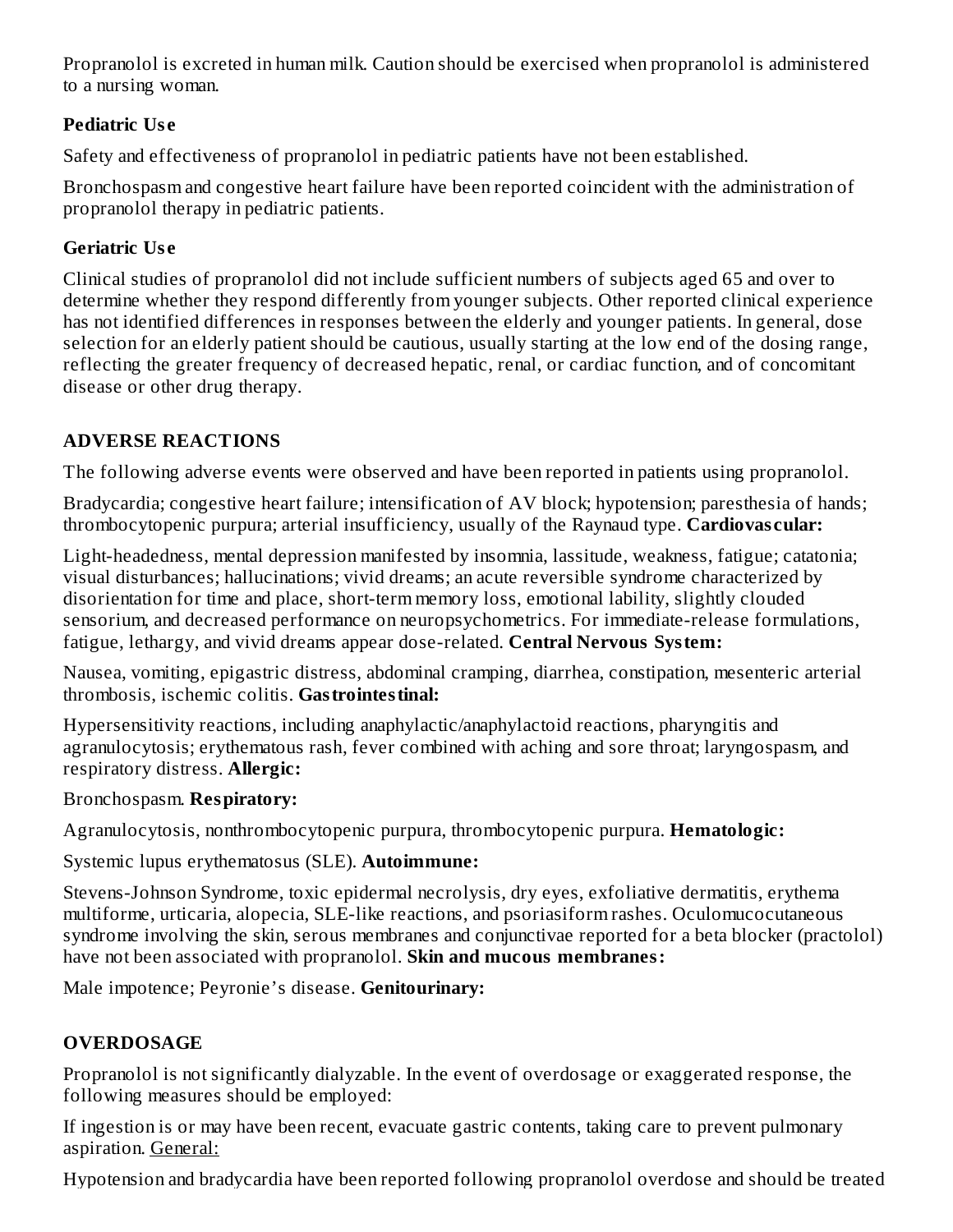Propranolol is excreted in human milk. Caution should be exercised when propranolol is administered to a nursing woman.

### Pediatric Use

Safety and effectiveness of propranolol in pediatric patients have not been established.

Bronchospasm and congestive heart failure have been reported coincident with the administration of propranolol therapy in pediatric patients.

### Geriatric Use

Clinical studies of propranolol did not include sufficient numbers of subjects aged 65 and over to determine whether they respond differently from younger subjects. Other reported clinical experience has not identified differences in responses between the elderly and younger patients. In general, dose selection for an elderly patient should be cautious, usually starting at the low end of the dosing range, reflecting the greater frequency of decreased hepatic, renal, or cardiac function, and of concomitant disease or other drug therapy.

## ADVERSE REACTIONS

The following adverse events were observed and have been reported in patients using propranolol.

Bradycardia; congestive heart failure; intensification of AV block; hypotension; paresthesia of hands; thrombocytopenic purpura; arterial insufficiency, usually of the Raynaud type. **Cardiovascular:**

Light-headedness, mental depression manifested by insomnia, lassitude, weakness, fatigue; catatonia; visual disturbances; hallucinations; vivid dreams; an acute reversible syndrome characterized by disorientation for time and place, short-term memory loss, emotional lability, slightly clouded sensorium, and decreased performance on neuropsychometrics. For immediate-release formulations, fatigue, lethargy, and vivid dreams appear dose-related. **Central Nervous System:**

Nausea, vomiting, epigastric distress, abdominal cramping, diarrhea, constipation, mesenteric arterial thrombosis, ischemic colitis. **Gastrointestinal:**

Hypersensitivity reactions, including anaphylactic/anaphylactoid reactions, pharyngitis and agranulocytosis; erythematous rash, fever combined with aching and sore throat; laryngospasm, and respiratory distress. **Allergic:**

Bronchospasm. **Respiratory:**

Agranulocytosis, nonthrombocytopenic purpura, thrombocytopenic purpura. **Hematologic:**

Systemic lupus erythematosus (SLE). **Autoimmune:**

Stevens-Johnson Syndrome, toxic epidermal necrolysis, dry eyes, exfoliative dermatitis, erythema multiforme, urticaria, alopecia, SLE-like reactions, and psoriasiform rashes. Oculomucocutaneous syndrome involving the skin, serous membranes and conjunctivae reported for a beta blocker (practolol) have not been associated with propranolol. **Skin and mucous membranes:**

Male impotence; Peyronie's disease. **Genitourinary:**

## OVERDOSAGE

Propranolol is not significantly dialyzable. In the event of overdosage or exaggerated response, the following measures should be employed:

If ingestion is or may have been recent, evacuate gastric contents, taking care to prevent pulmonary aspiration. General:

Hypotension and bradycardia have been reported following propranolol overdose and should be treated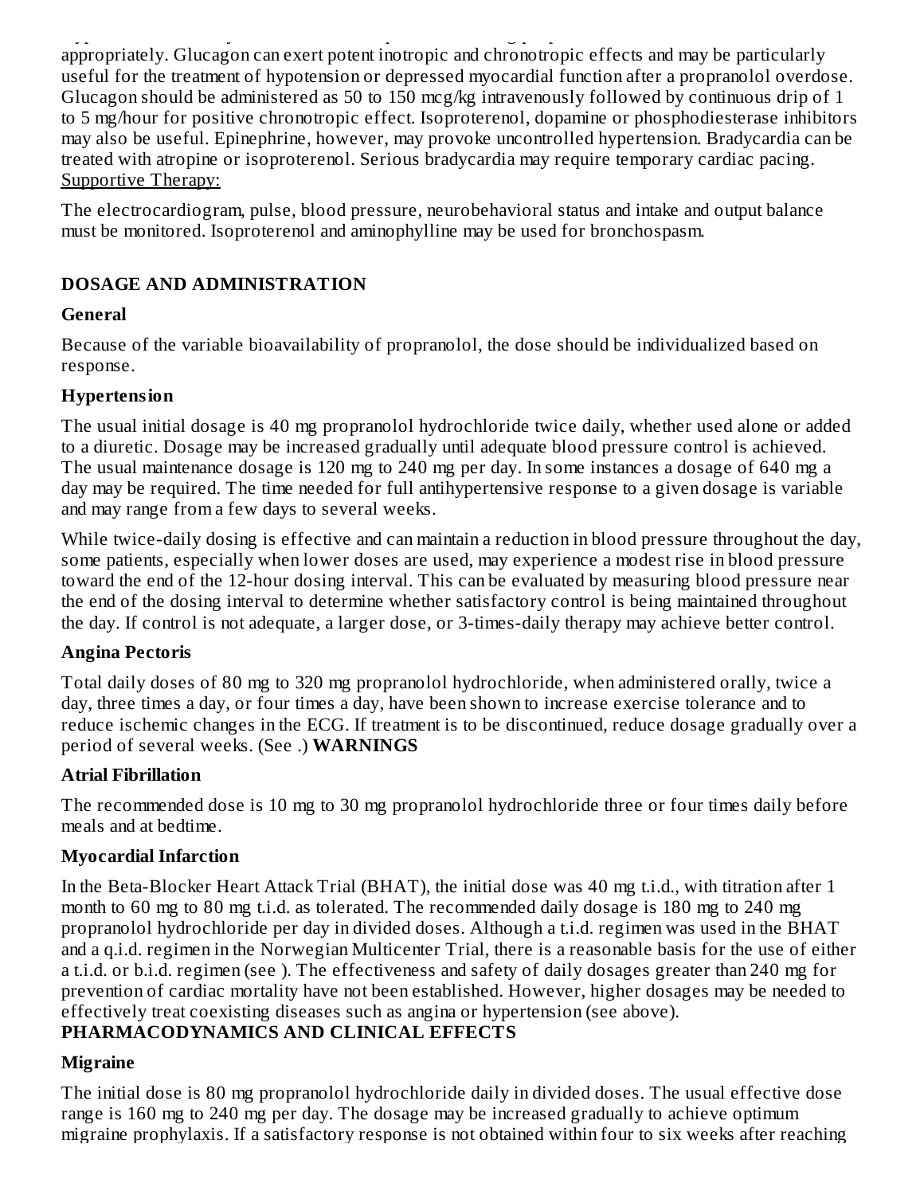appropriately. Glucagon can exert potent inotropic and chronotropic effects and may be particularly useful for the treatment of hypotension or depressed myocardial function after a propranolol overdose. Glucagon should be administered as 50 to 150 mcg/kg intravenously followed by continuous drip of 1 to 5 mg/hour for positive chronotropic effect. Isoproterenol, dopamine or phosphodiesterase inhibitors may also be useful. Epinephrine, however, may provoke uncontrolled hypertension. Bradycardia can be treated with atropine or isoproterenol. Serious bradycardia may require temporary cardiac pacing.

Supportive Therapy:

The electrocardiogram, pulse, blood pressure, neurobehavioral status and intake and output balance must be monitored. Isoproterenol and aminophylline may be used for bronchospasm.

## DOSAGE AND ADMINISTRATION

### General

Because of the variable bioavailability of propranolol, the dose should be individualized based on response.

### Hypertension

The usual initial dosage is 40 mg propranolol hydrochloride twice daily, whether used alone or added to a diuretic. Dosage may be increased gradually until adequate blood pressure control is achieved. The usual maintenance dosage is 120 mg to 240 mg per day. In some instances a dosage of 640 mg a day may be required. The time needed for full antihypertensive response to a given dosage is variable and may range from a few days to several weeks.

While twice-daily dosing is effective and can maintain a reduction in blood pressure throughout the day, some patients, especially when lower doses are used, may experience a modest rise in blood pressure toward the end of the 12-hour dosing interval. This can be evaluated by measuring blood pressure near the end of the dosing interval to determine whether satisfactory control is being maintained throughout the day. If control is not adequate, a larger dose, or 3-times-daily therapy may achieve better control.

### Angina Pectoris

Total daily doses of 80 mg to 320 mg propranolol hydrochloride, when administered orally, twice a day, three times a day, or four times a day, have been shown to increase exercise tolerance and to reduce ischemic changes in the ECG. If treatment is to be discontinued, reduce dosage gradually over a period of several weeks. (See .) **WARNINGS**

### Atrial Fibrillation

The recommended dose is 10 mg to 30 mg propranolol hydrochloride three or four times daily before meals and at bedtime.

### Myocardial Infarction

In the Beta-Blocker Heart Attack Trial (BHAT), the initial dose was 40 mg t.i.d., with titration after 1 month to 60 mg to 80 mg t.i.d. as tolerated. The recommended daily dosage is 180 mg to 240 mg propranolol hydrochloride per day in divided doses. Although a t.i.d. regimen was used in the BHAT and a q.i.d. regimen in the Norwegian Multicenter Trial, there is a reasonable basis for the use of either a t.i.d. or b.i.d. regimen (see ). The effectiveness and safety of daily dosages greater than 240 mg for prevention of cardiac mortality have not been established. However, higher dosages may be needed to effectively treat coexisting diseases such as angina or hypertension (see above).
**PHARMACODYNAMICS AND CLINICAL EFFECTS**

### Migraine

The initial dose is 80 mg propranolol hydrochloride daily in divided doses. The usual effective dose range is 160 mg to 240 mg per day. The dosage may be increased gradually to achieve optimum migraine prophylaxis. If a satisfactory response is not obtained within four to six weeks after reaching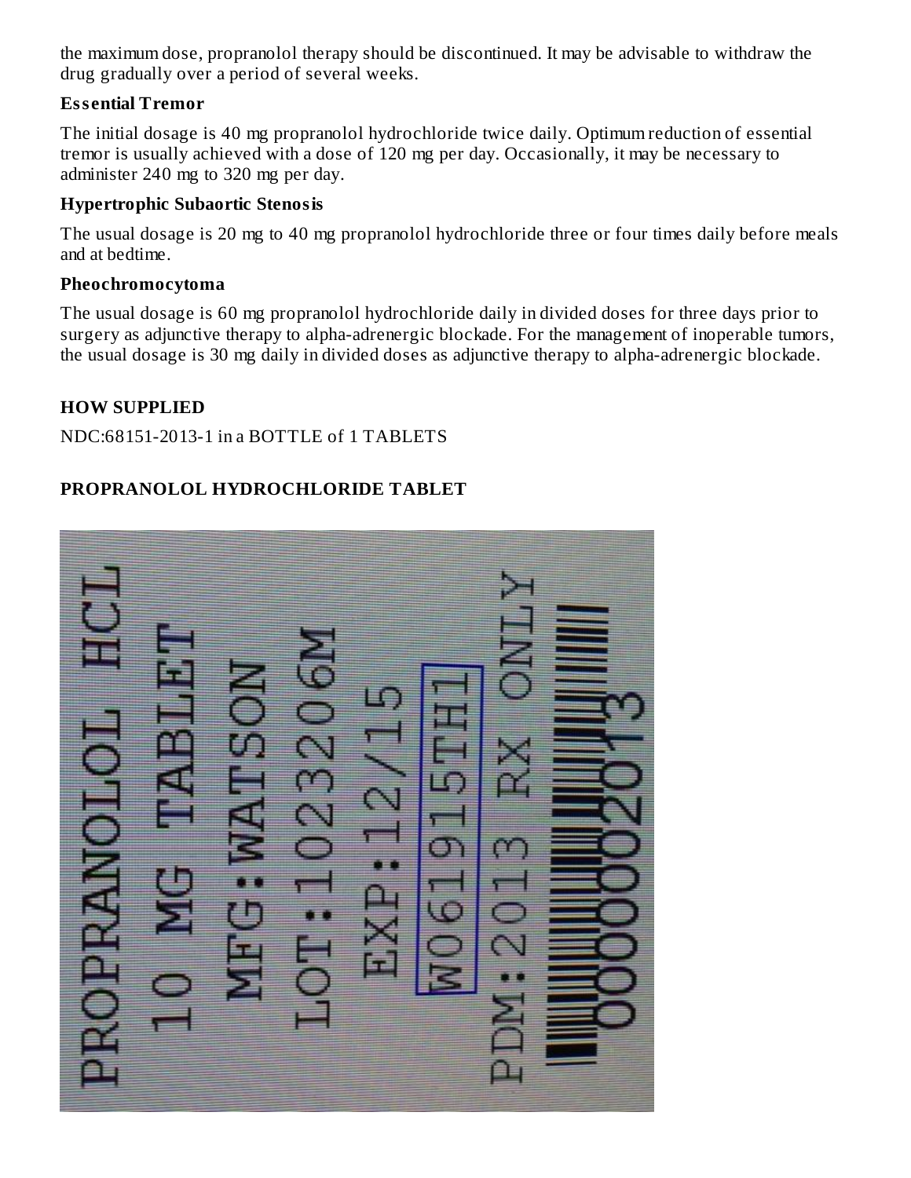the maximum dose, propranolol therapy should be discontinued. It may be advisable to withdraw the drug gradually over a period of several weeks.

**Essential Tremor**

The initial dosage is 40 mg propranolol hydrochloride twice daily. Optimum reduction of essential tremor is usually achieved with a dose of 120 mg per day. Occasionally, it may be necessary to administer 240 mg to 320 mg per day.

**Hypertrophic Subaortic Stenosis**

The usual dosage is 20 mg to 40 mg propranolol hydrochloride three or four times daily before meals and at bedtime.

**Pheochromocytoma**

The usual dosage is 60 mg propranolol hydrochloride daily in divided doses for three days prior to surgery as adjunctive therapy to alpha-adrenergic blockade. For the management of inoperable tumors, the usual dosage is 30 mg daily in divided doses as adjunctive therapy to alpha-adrenergic blockade.

## HOW SUPPLIED

NDC:68151-2013-1 in a BOTTLE of 1 TABLETS

## PROPRANOLOL HYDROCHLORIDE TABLET

PROPRANOLOL HCL
10 MG TABLET
MFG:WATSON
LOT:1023206M
EXP:12/15
W061915TH1
PDM:2013 RX ONLY
00000002013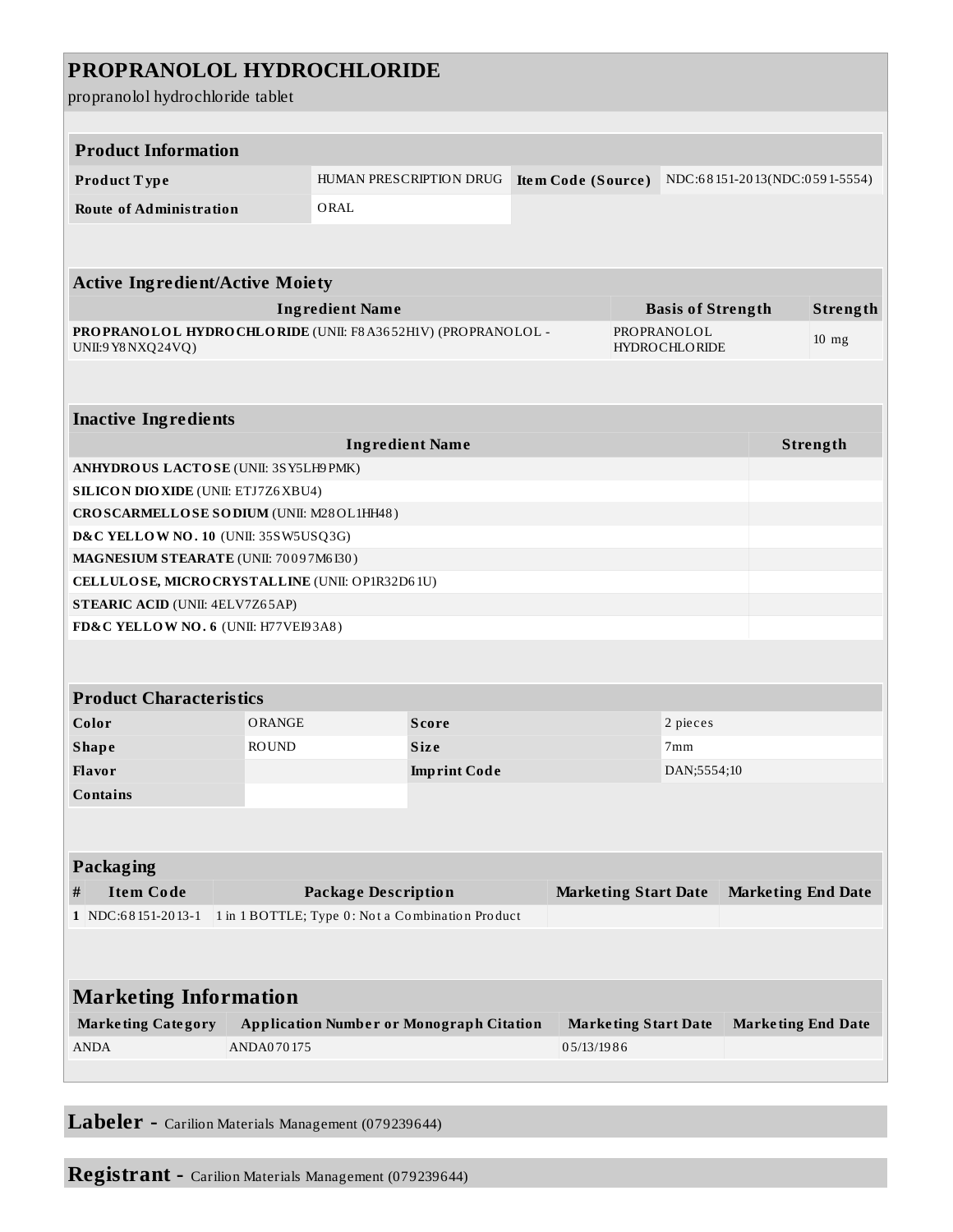# PROPRANOLOL HYDROCHLORIDE

propranolol hydrochloride tablet

| Product Information | | | |
|---|---|---|---|
| **Product Type** | HUMAN PRESCRIPTION DRUG | **Item Code (Source)** | NDC:68151-2013(NDC:0591-5554) |
| **Route of Administration** | ORAL | | |

| Active Ingredient/Active Moiety | | |
|---|---|---|
| **Ingredient Name** | **Basis of Strength** | **Strength** |
| **PROPRANOLOL HYDROCHLORIDE** (UNII: F8A3652H1V) (PROPRANOLOL - UNII:9Y8NXQ24VQ) | PROPRANOLOL HYDROCHLORIDE | 10 mg |

| Inactive Ingredients | |
|---|---|
| **Ingredient Name** | **Strength** |
| **ANHYDROUS LACTOSE** (UNII: 3SY5LH9PMK) | |
| **SILICON DIOXIDE** (UNII: ETJ7Z6XBU4) | |
| **CROSCARMELLOSE SODIUM** (UNII: M28OL1HH48) | |
| **D&C YELLOW NO. 10** (UNII: 35SW5USQ3G) | |
| **MAGNESIUM STEARATE** (UNII: 70097M6I30) | |
| **CELLULOSE, MICROCRYSTALLINE** (UNII: OP1R32D61U) | |
| **STEARIC ACID** (UNII: 4ELV7Z65AP) | |
| **FD&C YELLOW NO. 6** (UNII: H77VEI93A8) | |

| Product Characteristics | | | |
|---|---|---|---|
| **Color** | ORANGE | **Score** | 2 pieces |
| **Shape** | ROUND | **Size** | 7mm |
| **Flavor** | | **Imprint Code** | DAN;5554;10 |
| **Contains** | | | |

| Packaging | | | | |
|---|---|---|---|---|
| **#** | **Item Code** | **Package Description** | **Marketing Start Date** | **Marketing End Date** |
| **1** | NDC:68151-2013-1 | 1 in 1 BOTTLE; Type 0: Not a Combination Product | | |

| Marketing Information | | | |
|---|---|---|---|
| **Marketing Category** | **Application Number or Monograph Citation** | **Marketing Start Date** | **Marketing End Date** |
| ANDA | ANDA070175 | 05/13/1986 | |

**Labeler -** Carilion Materials Management (079239644)

**Registrant -** Carilion Materials Management (079239644)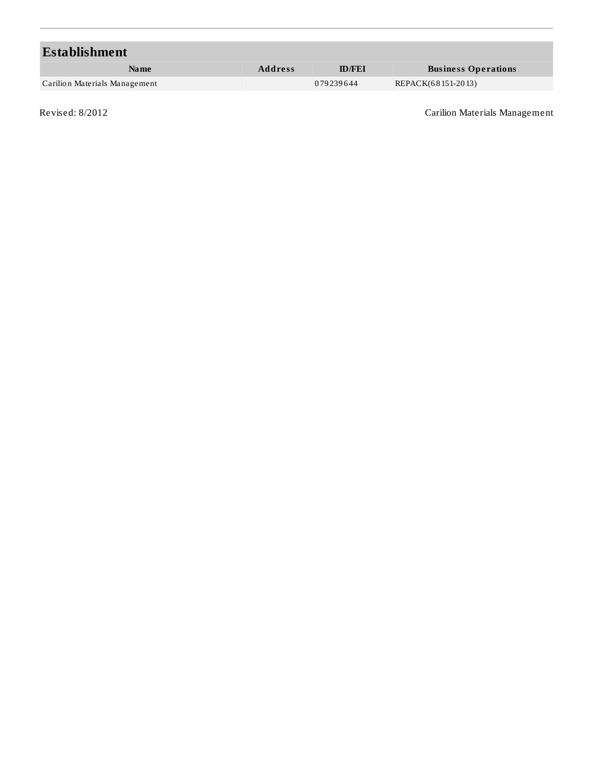## Establishment

| Name | Address | ID/FEI | Business Operations |
| --- | --- | --- | --- |
| Carilion Materials Management | | 079239644 | REPACK(68151-2013) |

Revised: 8/2012

Carilion Materials Management